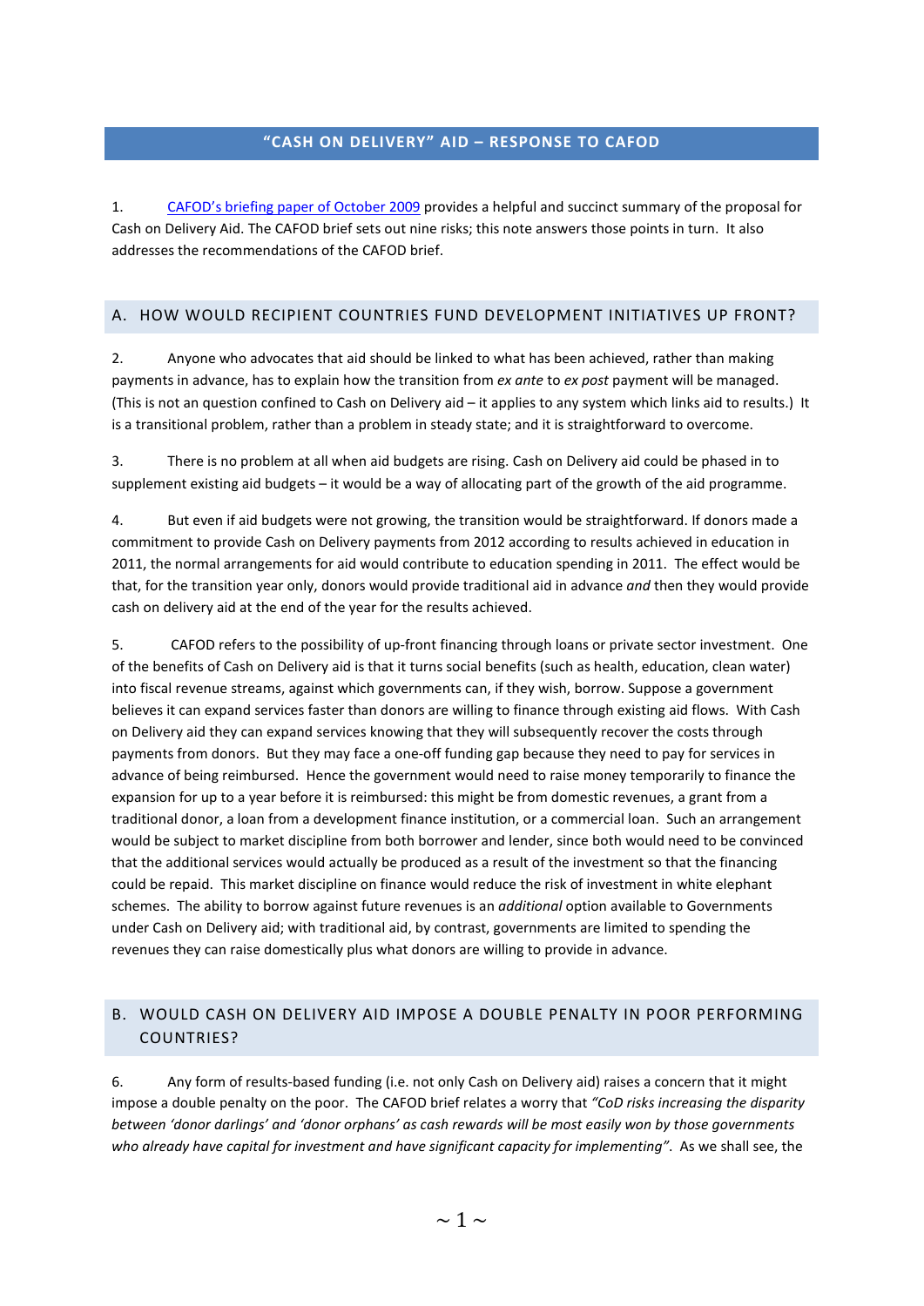# "CASH ON DELIVERY" AID – RESPONSE TO CAFOD

1. CAFOD's briefing paper of October 2009 provides a helpful and succinct summary of the proposal for Cash on Delivery Aid. The CAFOD brief sets out nine risks; this note answers those points in turn. It also addresses the recommendations of the CAFOD brief.

## A. HOW WOULD RECIPIENT COUNTRIES FUND DEVELOPMENT INITIATIVES UP FRONT?

2. Anyone who advocates that aid should be linked to what has been achieved, rather than making payments in advance, has to explain how the transition from *ex ante* to *ex post* payment will be managed. (This is not an question confined to Cash on Delivery aid – it applies to any system which links aid to results.) It is a transitional problem, rather than a problem in steady state; and it is straightforward to overcome.

3. There is no problem at all when aid budgets are rising. Cash on Delivery aid could be phased in to supplement existing aid budgets – it would be a way of allocating part of the growth of the aid programme.

4. But even if aid budgets were not growing, the transition would be straightforward. If donors made a commitment to provide Cash on Delivery payments from 2012 according to results achieved in education in 2011, the normal arrangements for aid would contribute to education spending in 2011. The effect would be that, for the transition year only, donors would provide traditional aid in advance *and* then they would provide cash on delivery aid at the end of the year for the results achieved.

5. CAFOD refers to the possibility of up-front financing through loans or private sector investment. One of the benefits of Cash on Delivery aid is that it turns social benefits (such as health, education, clean water) into fiscal revenue streams, against which governments can, if they wish, borrow. Suppose a government believes it can expand services faster than donors are willing to finance through existing aid flows. With Cash on Delivery aid they can expand services knowing that they will subsequently recover the costs through payments from donors. But they may face a one-off funding gap because they need to pay for services in advance of being reimbursed. Hence the government would need to raise money temporarily to finance the expansion for up to a year before it is reimbursed: this might be from domestic revenues, a grant from a traditional donor, a loan from a development finance institution, or a commercial loan. Such an arrangement would be subject to market discipline from both borrower and lender, since both would need to be convinced that the additional services would actually be produced as a result of the investment so that the financing could be repaid. This market discipline on finance would reduce the risk of investment in white elephant schemes. The ability to borrow against future revenues is an *additional* option available to Governments under Cash on Delivery aid; with traditional aid, by contrast, governments are limited to spending the revenues they can raise domestically plus what donors are willing to provide in advance.

## B. WOULD CASH ON DELIVERY AID IMPOSE A DOUBLE PENALTY IN POOR PERFORMING COUNTRIES?

6. Any form of results-based funding (i.e. not only Cash on Delivery aid) raises a concern that it might impose a double penalty on the poor. The CAFOD brief relates a worry that *"CoD risks increasing the disparity between 'donor darlings' and 'donor orphans' as cash rewards will be most easily won by those governments who already have capital for investment and have significant capacity for implementing"*. As we shall see, the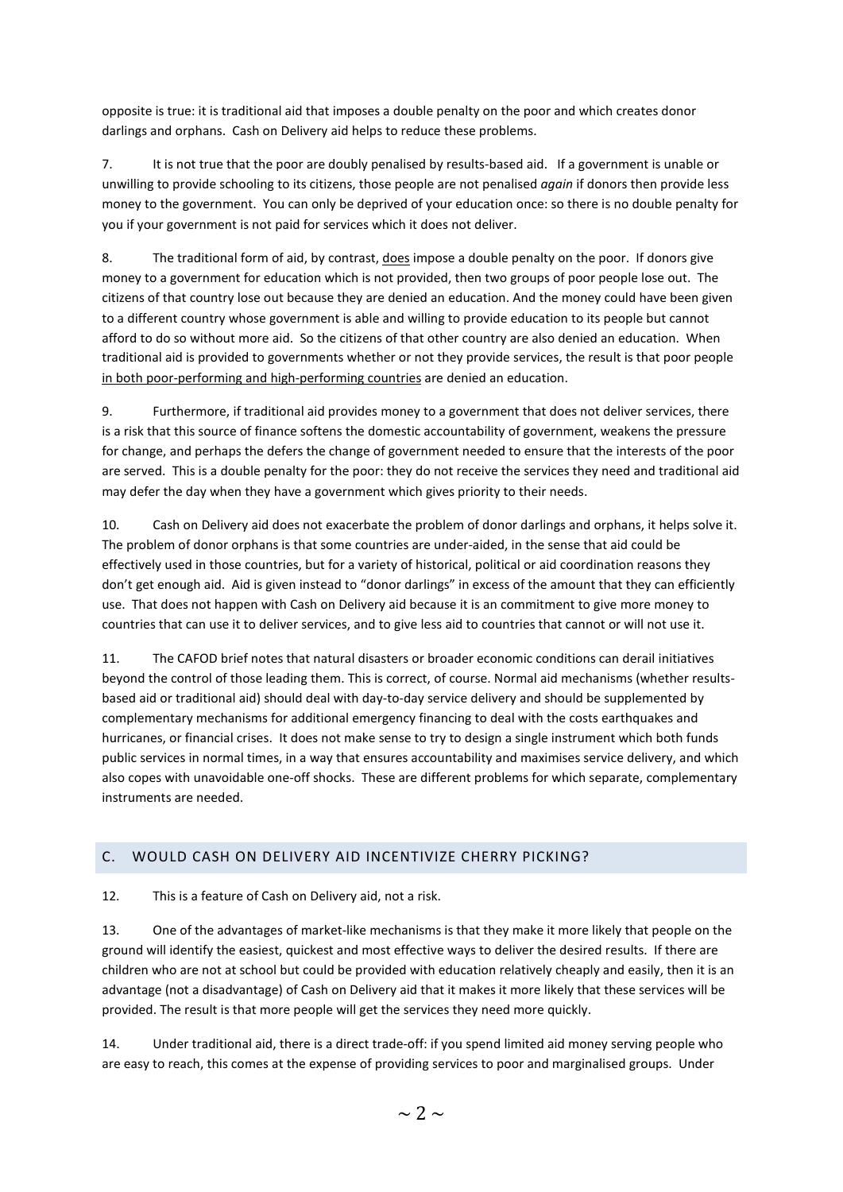opposite is true: it is traditional aid that imposes a double penalty on the poor and which creates donor darlings and orphans. Cash on Delivery aid helps to reduce these problems.

7. It is not true that the poor are doubly penalised by results-based aid. If a government is unable or unwilling to provide schooling to its citizens, those people are not penalised *again* if donors then provide less money to the government. You can only be deprived of your education once: so there is no double penalty for you if your government is not paid for services which it does not deliver.

8. The traditional form of aid, by contrast, <u>does</u> impose a double penalty on the poor. If donors give money to a government for education which is not provided, then two groups of poor people lose out. The citizens of that country lose out because they are denied an education. And the money could have been given to a different country whose government is able and willing to provide education to its people but cannot afford to do so without more aid. So the citizens of that other country are also denied an education. When traditional aid is provided to governments whether or not they provide services, the result is that poor people <u>in both poor-performing and high-performing countries</u> are denied an education.

9. Furthermore, if traditional aid provides money to a government that does not deliver services, there is a risk that this source of finance softens the domestic accountability of government, weakens the pressure for change, and perhaps the defers the change of government needed to ensure that the interests of the poor are served. This is a double penalty for the poor: they do not receive the services they need and traditional aid may defer the day when they have a government which gives priority to their needs.

10. Cash on Delivery aid does not exacerbate the problem of donor darlings and orphans, it helps solve it. The problem of donor orphans is that some countries are under-aided, in the sense that aid could be effectively used in those countries, but for a variety of historical, political or aid coordination reasons they don't get enough aid. Aid is given instead to "donor darlings" in excess of the amount that they can efficiently use. That does not happen with Cash on Delivery aid because it is an commitment to give more money to countries that can use it to deliver services, and to give less aid to countries that cannot or will not use it.

11. The CAFOD brief notes that natural disasters or broader economic conditions can derail initiatives beyond the control of those leading them. This is correct, of course. Normal aid mechanisms (whether results-based aid or traditional aid) should deal with day-to-day service delivery and should be supplemented by complementary mechanisms for additional emergency financing to deal with the costs earthquakes and hurricanes, or financial crises. It does not make sense to try to design a single instrument which both funds public services in normal times, in a way that ensures accountability and maximises service delivery, and which also copes with unavoidable one-off shocks. These are different problems for which separate, complementary instruments are needed.

## C. WOULD CASH ON DELIVERY AID INCENTIVIZE CHERRY PICKING?

12. This is a feature of Cash on Delivery aid, not a risk.

13. One of the advantages of market-like mechanisms is that they make it more likely that people on the ground will identify the easiest, quickest and most effective ways to deliver the desired results. If there are children who are not at school but could be provided with education relatively cheaply and easily, then it is an advantage (not a disadvantage) of Cash on Delivery aid that it makes it more likely that these services will be provided. The result is that more people will get the services they need more quickly.

14. Under traditional aid, there is a direct trade-off: if you spend limited aid money serving people who are easy to reach, this comes at the expense of providing services to poor and marginalised groups. Under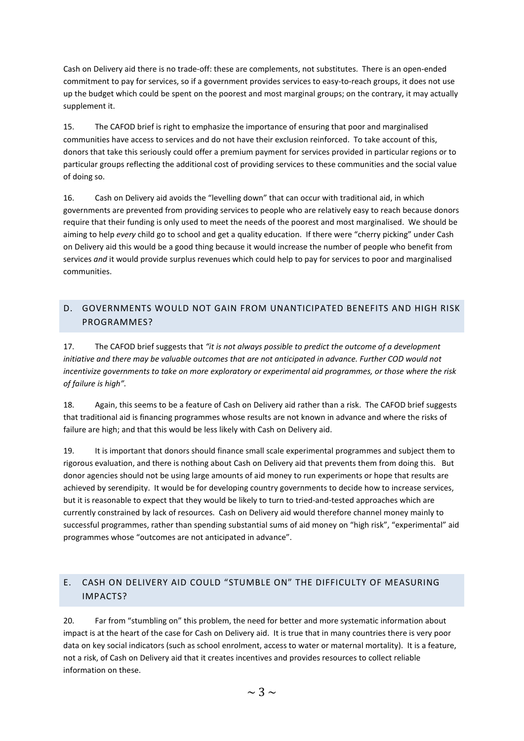Cash on Delivery aid there is no trade-off: these are complements, not substitutes. There is an open-ended commitment to pay for services, so if a government provides services to easy-to-reach groups, it does not use up the budget which could be spent on the poorest and most marginal groups; on the contrary, it may actually supplement it.

15. The CAFOD brief is right to emphasize the importance of ensuring that poor and marginalised communities have access to services and do not have their exclusion reinforced. To take account of this, donors that take this seriously could offer a premium payment for services provided in particular regions or to particular groups reflecting the additional cost of providing services to these communities and the social value of doing so.

16. Cash on Delivery aid avoids the "levelling down" that can occur with traditional aid, in which governments are prevented from providing services to people who are relatively easy to reach because donors require that their funding is only used to meet the needs of the poorest and most marginalised. We should be aiming to help *every* child go to school and get a quality education. If there were "cherry picking" under Cash on Delivery aid this would be a good thing because it would increase the number of people who benefit from services *and* it would provide surplus revenues which could help to pay for services to poor and marginalised communities.

## D. GOVERNMENTS WOULD NOT GAIN FROM UNANTICIPATED BENEFITS AND HIGH RISK PROGRAMMES?

17. The CAFOD brief suggests that *"it is not always possible to predict the outcome of a development initiative and there may be valuable outcomes that are not anticipated in advance. Further COD would not incentivize governments to take on more exploratory or experimental aid programmes, or those where the risk of failure is high"*.

18. Again, this seems to be a feature of Cash on Delivery aid rather than a risk. The CAFOD brief suggests that traditional aid is financing programmes whose results are not known in advance and where the risks of failure are high; and that this would be less likely with Cash on Delivery aid.

19. It is important that donors should finance small scale experimental programmes and subject them to rigorous evaluation, and there is nothing about Cash on Delivery aid that prevents them from doing this. But donor agencies should not be using large amounts of aid money to run experiments or hope that results are achieved by serendipity. It would be for developing country governments to decide how to increase services, but it is reasonable to expect that they would be likely to turn to tried-and-tested approaches which are currently constrained by lack of resources. Cash on Delivery aid would therefore channel money mainly to successful programmes, rather than spending substantial sums of aid money on "high risk", "experimental" aid programmes whose "outcomes are not anticipated in advance".

## E. CASH ON DELIVERY AID COULD "STUMBLE ON" THE DIFFICULTY OF MEASURING IMPACTS?

20. Far from "stumbling on" this problem, the need for better and more systematic information about impact is at the heart of the case for Cash on Delivery aid. It is true that in many countries there is very poor data on key social indicators (such as school enrolment, access to water or maternal mortality). It is a feature, not a risk, of Cash on Delivery aid that it creates incentives and provides resources to collect reliable information on these.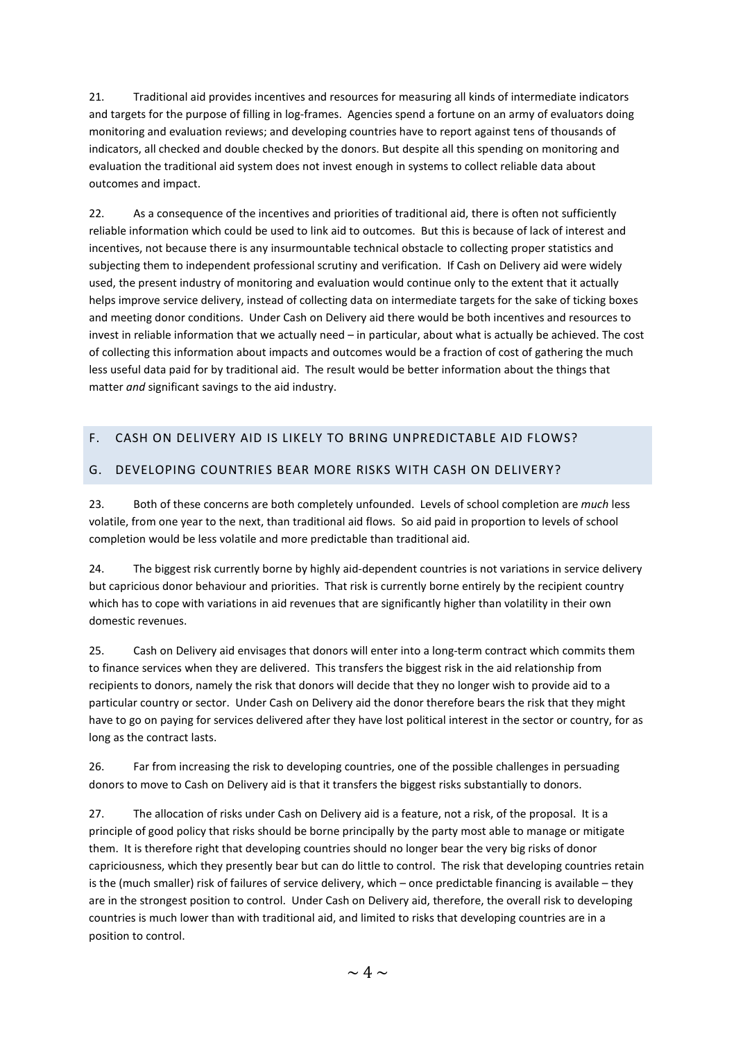21. Traditional aid provides incentives and resources for measuring all kinds of intermediate indicators and targets for the purpose of filling in log-frames. Agencies spend a fortune on an army of evaluators doing monitoring and evaluation reviews; and developing countries have to report against tens of thousands of indicators, all checked and double checked by the donors. But despite all this spending on monitoring and evaluation the traditional aid system does not invest enough in systems to collect reliable data about outcomes and impact.

22. As a consequence of the incentives and priorities of traditional aid, there is often not sufficiently reliable information which could be used to link aid to outcomes. But this is because of lack of interest and incentives, not because there is any insurmountable technical obstacle to collecting proper statistics and subjecting them to independent professional scrutiny and verification. If Cash on Delivery aid were widely used, the present industry of monitoring and evaluation would continue only to the extent that it actually helps improve service delivery, instead of collecting data on intermediate targets for the sake of ticking boxes and meeting donor conditions. Under Cash on Delivery aid there would be both incentives and resources to invest in reliable information that we actually need – in particular, about what is actually be achieved. The cost of collecting this information about impacts and outcomes would be a fraction of cost of gathering the much less useful data paid for by traditional aid. The result would be better information about the things that matter *and* significant savings to the aid industry.

## F. CASH ON DELIVERY AID IS LIKELY TO BRING UNPREDICTABLE AID FLOWS?

## G. DEVELOPING COUNTRIES BEAR MORE RISKS WITH CASH ON DELIVERY?

23. Both of these concerns are both completely unfounded. Levels of school completion are *much* less volatile, from one year to the next, than traditional aid flows. So aid paid in proportion to levels of school completion would be less volatile and more predictable than traditional aid.

24. The biggest risk currently borne by highly aid-dependent countries is not variations in service delivery but capricious donor behaviour and priorities. That risk is currently borne entirely by the recipient country which has to cope with variations in aid revenues that are significantly higher than volatility in their own domestic revenues.

25. Cash on Delivery aid envisages that donors will enter into a long-term contract which commits them to finance services when they are delivered. This transfers the biggest risk in the aid relationship from recipients to donors, namely the risk that donors will decide that they no longer wish to provide aid to a particular country or sector. Under Cash on Delivery aid the donor therefore bears the risk that they might have to go on paying for services delivered after they have lost political interest in the sector or country, for as long as the contract lasts.

26. Far from increasing the risk to developing countries, one of the possible challenges in persuading donors to move to Cash on Delivery aid is that it transfers the biggest risks substantially to donors.

27. The allocation of risks under Cash on Delivery aid is a feature, not a risk, of the proposal. It is a principle of good policy that risks should be borne principally by the party most able to manage or mitigate them. It is therefore right that developing countries should no longer bear the very big risks of donor capriciousness, which they presently bear but can do little to control. The risk that developing countries retain is the (much smaller) risk of failures of service delivery, which – once predictable financing is available – they are in the strongest position to control. Under Cash on Delivery aid, therefore, the overall risk to developing countries is much lower than with traditional aid, and limited to risks that developing countries are in a position to control.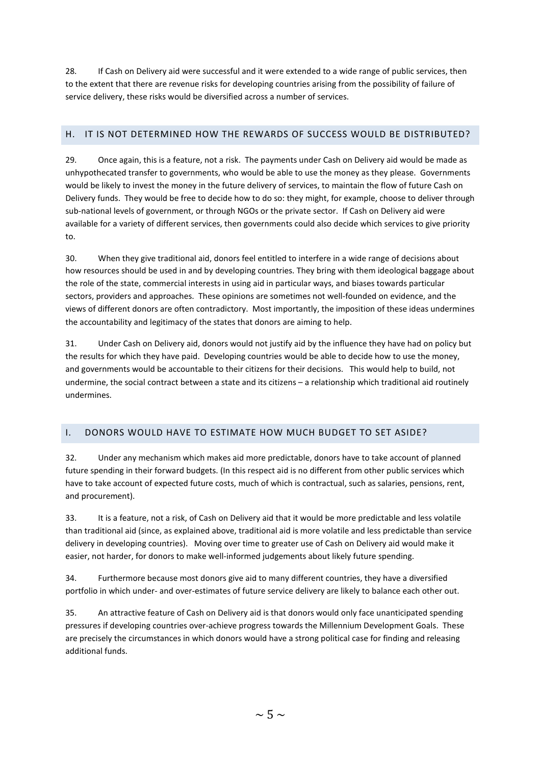28. If Cash on Delivery aid were successful and it were extended to a wide range of public services, then to the extent that there are revenue risks for developing countries arising from the possibility of failure of service delivery, these risks would be diversified across a number of services.

## H. IT IS NOT DETERMINED HOW THE REWARDS OF SUCCESS WOULD BE DISTRIBUTED?

29. Once again, this is a feature, not a risk. The payments under Cash on Delivery aid would be made as unhypothecated transfer to governments, who would be able to use the money as they please. Governments would be likely to invest the money in the future delivery of services, to maintain the flow of future Cash on Delivery funds. They would be free to decide how to do so: they might, for example, choose to deliver through sub-national levels of government, or through NGOs or the private sector. If Cash on Delivery aid were available for a variety of different services, then governments could also decide which services to give priority to.

30. When they give traditional aid, donors feel entitled to interfere in a wide range of decisions about how resources should be used in and by developing countries. They bring with them ideological baggage about the role of the state, commercial interests in using aid in particular ways, and biases towards particular sectors, providers and approaches. These opinions are sometimes not well-founded on evidence, and the views of different donors are often contradictory. Most importantly, the imposition of these ideas undermines the accountability and legitimacy of the states that donors are aiming to help.

31. Under Cash on Delivery aid, donors would not justify aid by the influence they have had on policy but the results for which they have paid. Developing countries would be able to decide how to use the money, and governments would be accountable to their citizens for their decisions. This would help to build, not undermine, the social contract between a state and its citizens – a relationship which traditional aid routinely undermines.

## I. DONORS WOULD HAVE TO ESTIMATE HOW MUCH BUDGET TO SET ASIDE?

32. Under any mechanism which makes aid more predictable, donors have to take account of planned future spending in their forward budgets. (In this respect aid is no different from other public services which have to take account of expected future costs, much of which is contractual, such as salaries, pensions, rent, and procurement).

33. It is a feature, not a risk, of Cash on Delivery aid that it would be more predictable and less volatile than traditional aid (since, as explained above, traditional aid is more volatile and less predictable than service delivery in developing countries). Moving over time to greater use of Cash on Delivery aid would make it easier, not harder, for donors to make well-informed judgements about likely future spending.

34. Furthermore because most donors give aid to many different countries, they have a diversified portfolio in which under- and over-estimates of future service delivery are likely to balance each other out.

35. An attractive feature of Cash on Delivery aid is that donors would only face unanticipated spending pressures if developing countries over-achieve progress towards the Millennium Development Goals. These are precisely the circumstances in which donors would have a strong political case for finding and releasing additional funds.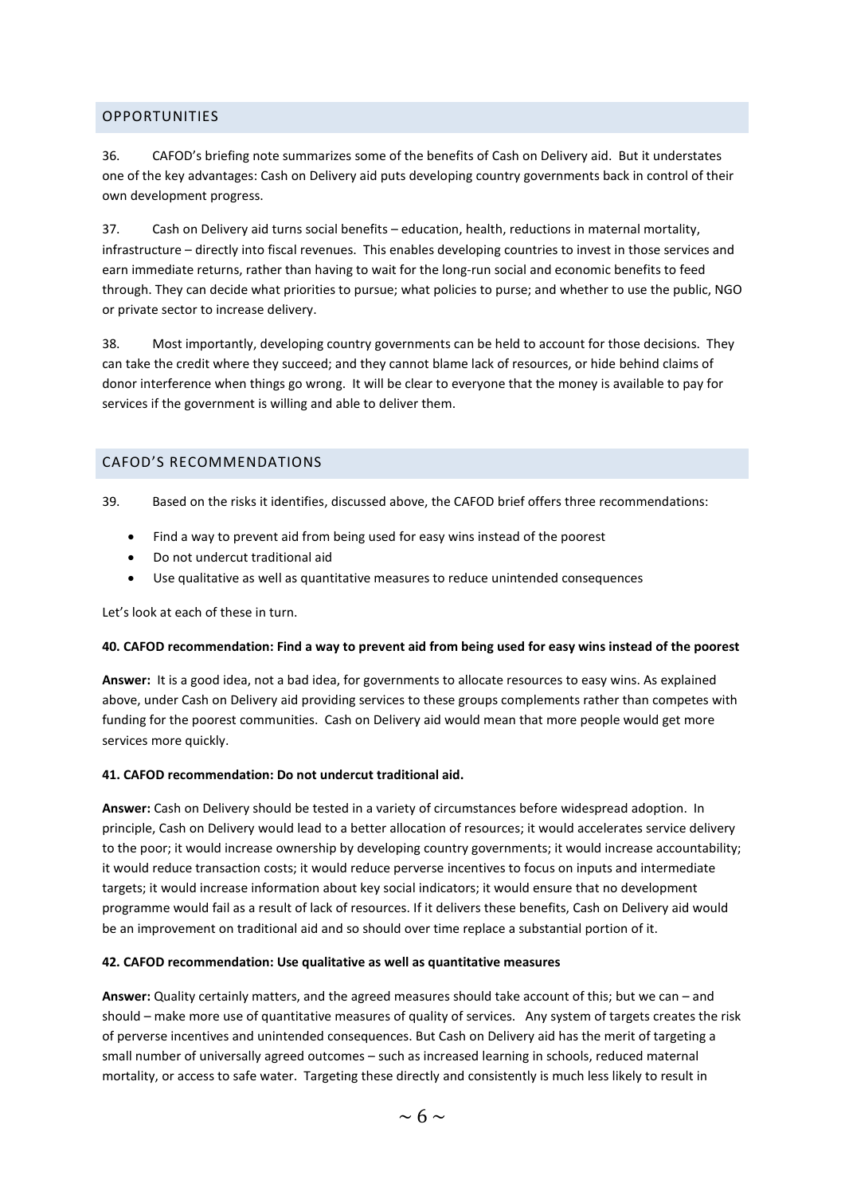## OPPORTUNITIES

36. CAFOD's briefing note summarizes some of the benefits of Cash on Delivery aid. But it understates one of the key advantages: Cash on Delivery aid puts developing country governments back in control of their own development progress.

37. Cash on Delivery aid turns social benefits – education, health, reductions in maternal mortality, infrastructure – directly into fiscal revenues. This enables developing countries to invest in those services and earn immediate returns, rather than having to wait for the long-run social and economic benefits to feed through. They can decide what priorities to pursue; what policies to purse; and whether to use the public, NGO or private sector to increase delivery.

38. Most importantly, developing country governments can be held to account for those decisions. They can take the credit where they succeed; and they cannot blame lack of resources, or hide behind claims of donor interference when things go wrong. It will be clear to everyone that the money is available to pay for services if the government is willing and able to deliver them.

## CAFOD'S RECOMMENDATIONS

39. Based on the risks it identifies, discussed above, the CAFOD brief offers three recommendations:

- Find a way to prevent aid from being used for easy wins instead of the poorest
- Do not undercut traditional aid
- Use qualitative as well as quantitative measures to reduce unintended consequences

Let's look at each of these in turn.

**40. CAFOD recommendation: Find a way to prevent aid from being used for easy wins instead of the poorest**

**Answer:** It is a good idea, not a bad idea, for governments to allocate resources to easy wins. As explained above, under Cash on Delivery aid providing services to these groups complements rather than competes with funding for the poorest communities. Cash on Delivery aid would mean that more people would get more services more quickly.

**41. CAFOD recommendation: Do not undercut traditional aid.**

**Answer:** Cash on Delivery should be tested in a variety of circumstances before widespread adoption. In principle, Cash on Delivery would lead to a better allocation of resources; it would accelerates service delivery to the poor; it would increase ownership by developing country governments; it would increase accountability; it would reduce transaction costs; it would reduce perverse incentives to focus on inputs and intermediate targets; it would increase information about key social indicators; it would ensure that no development programme would fail as a result of lack of resources. If it delivers these benefits, Cash on Delivery aid would be an improvement on traditional aid and so should over time replace a substantial portion of it.

**42. CAFOD recommendation: Use qualitative as well as quantitative measures**

**Answer:** Quality certainly matters, and the agreed measures should take account of this; but we can – and should – make more use of quantitative measures of quality of services. Any system of targets creates the risk of perverse incentives and unintended consequences. But Cash on Delivery aid has the merit of targeting a small number of universally agreed outcomes – such as increased learning in schools, reduced maternal mortality, or access to safe water. Targeting these directly and consistently is much less likely to result in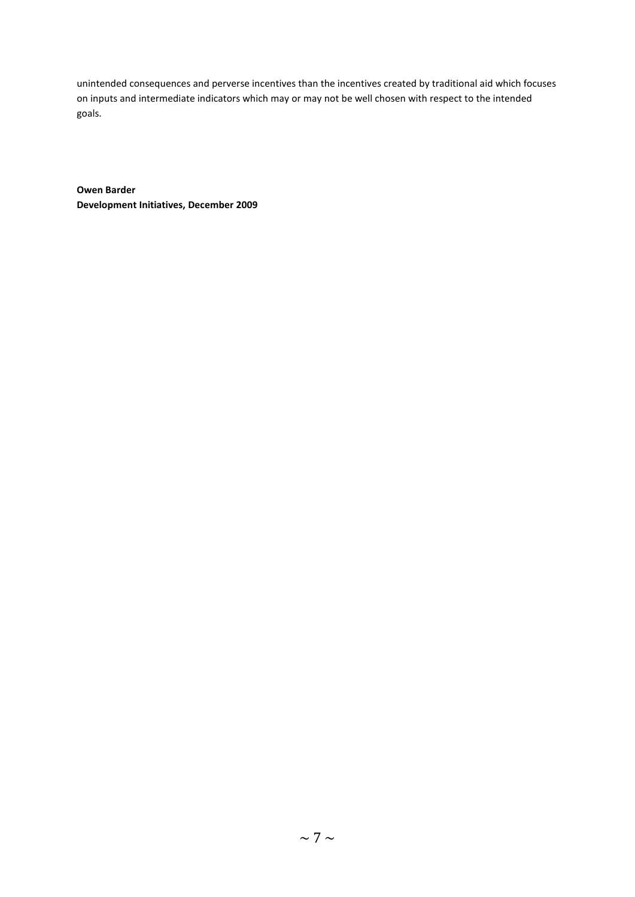unintended consequences and perverse incentives than the incentives created by traditional aid which focuses on inputs and intermediate indicators which may or may not be well chosen with respect to the intended goals.

**Owen Barder**
**Development Initiatives, December 2009**